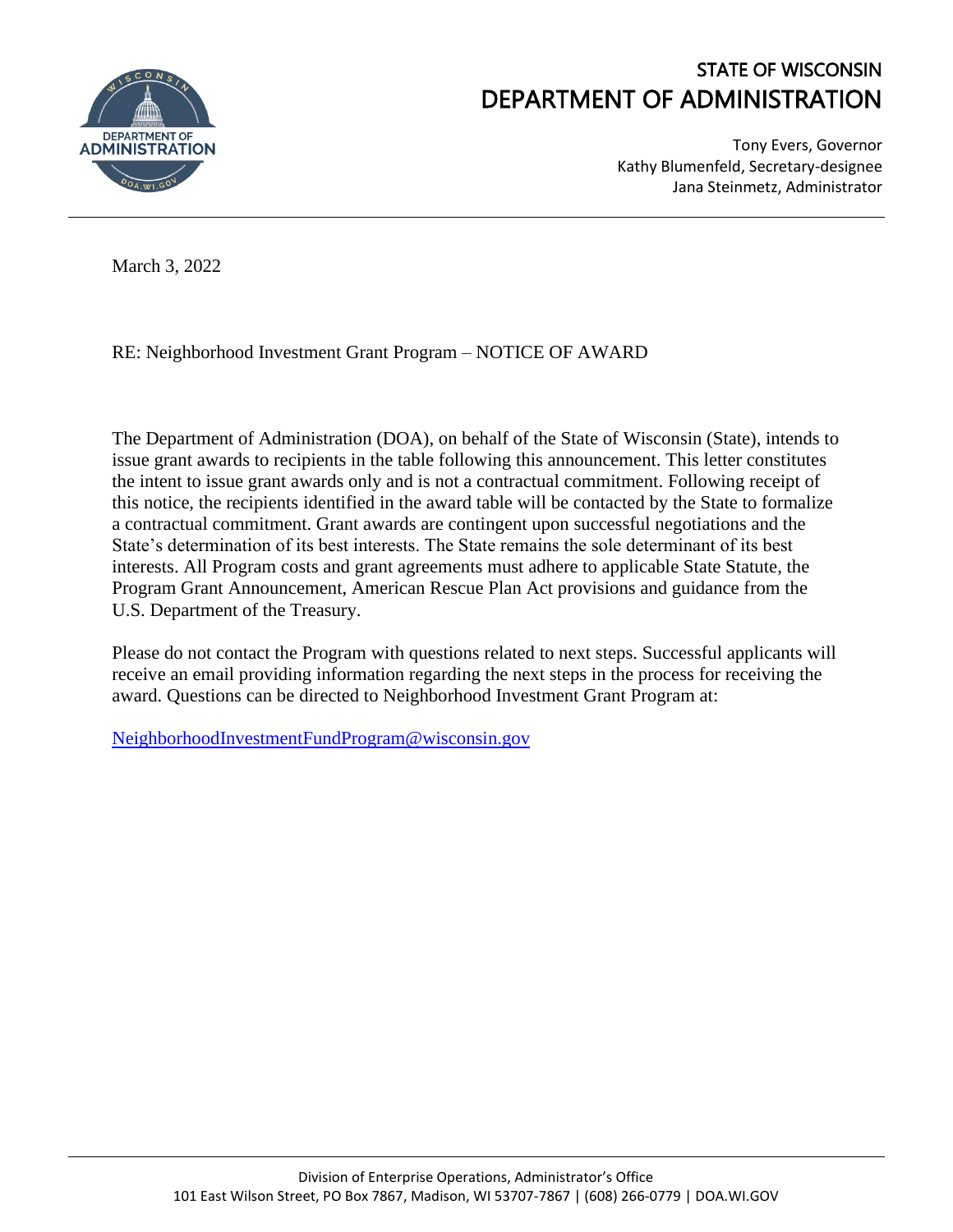# STATE OF WISCONSIN
## DEPARTMENT OF ADMINISTRATION

Tony Evers, Governor
Kathy Blumenfeld, Secretary-designee
Jana Steinmetz, Administrator

March 3, 2022

RE: Neighborhood Investment Grant Program – NOTICE OF AWARD

The Department of Administration (DOA), on behalf of the State of Wisconsin (State), intends to issue grant awards to recipients in the table following this announcement. This letter constitutes the intent to issue grant awards only and is not a contractual commitment. Following receipt of this notice, the recipients identified in the award table will be contacted by the State to formalize a contractual commitment. Grant awards are contingent upon successful negotiations and the State's determination of its best interests. The State remains the sole determinant of its best interests. All Program costs and grant agreements must adhere to applicable State Statute, the Program Grant Announcement, American Rescue Plan Act provisions and guidance from the U.S. Department of the Treasury.

Please do not contact the Program with questions related to next steps. Successful applicants will receive an email providing information regarding the next steps in the process for receiving the award. Questions can be directed to Neighborhood Investment Grant Program at:

NeighborhoodInvestmentFundProgram@wisconsin.gov

Division of Enterprise Operations, Administrator's Office
101 East Wilson Street, PO Box 7867, Madison, WI 53707-7867 | (608) 266-0779 | DOA.WI.GOV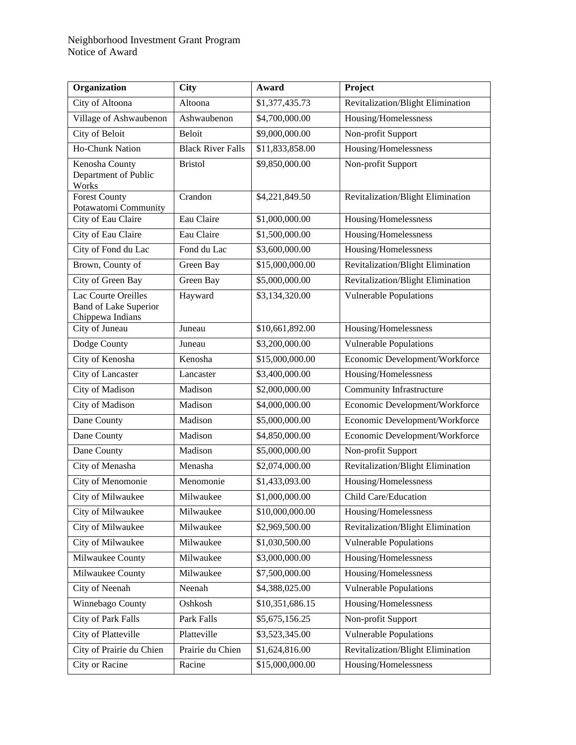Neighborhood Investment Grant Program
Notice of Award

| Organization | City | Award | Project |
| --- | --- | --- | --- |
| City of Altoona | Altoona | $1,377,435.73 | Revitalization/Blight Elimination |
| Village of Ashwaubenon | Ashwaubenon | $4,700,000.00 | Housing/Homelessness |
| City of Beloit | Beloit | $9,000,000.00 | Non-profit Support |
| Ho-Chunk Nation | Black River Falls | $11,833,858.00 | Housing/Homelessness |
| Kenosha County Department of Public Works | Bristol | $9,850,000.00 | Non-profit Support |
| Forest County Potawatomi Community | Crandon | $4,221,849.50 | Revitalization/Blight Elimination |
| City of Eau Claire | Eau Claire | $1,000,000.00 | Housing/Homelessness |
| City of Eau Claire | Eau Claire | $1,500,000.00 | Housing/Homelessness |
| City of Fond du Lac | Fond du Lac | $3,600,000.00 | Housing/Homelessness |
| Brown, County of | Green Bay | $15,000,000.00 | Revitalization/Blight Elimination |
| City of Green Bay | Green Bay | $5,000,000.00 | Revitalization/Blight Elimination |
| Lac Courte Oreilles Band of Lake Superior Chippewa Indians | Hayward | $3,134,320.00 | Vulnerable Populations |
| City of Juneau | Juneau | $10,661,892.00 | Housing/Homelessness |
| Dodge County | Juneau | $3,200,000.00 | Vulnerable Populations |
| City of Kenosha | Kenosha | $15,000,000.00 | Economic Development/Workforce |
| City of Lancaster | Lancaster | $3,400,000.00 | Housing/Homelessness |
| City of Madison | Madison | $2,000,000.00 | Community Infrastructure |
| City of Madison | Madison | $4,000,000.00 | Economic Development/Workforce |
| Dane County | Madison | $5,000,000.00 | Economic Development/Workforce |
| Dane County | Madison | $4,850,000.00 | Economic Development/Workforce |
| Dane County | Madison | $5,000,000.00 | Non-profit Support |
| City of Menasha | Menasha | $2,074,000.00 | Revitalization/Blight Elimination |
| City of Menomonie | Menomonie | $1,433,093.00 | Housing/Homelessness |
| City of Milwaukee | Milwaukee | $1,000,000.00 | Child Care/Education |
| City of Milwaukee | Milwaukee | $10,000,000.00 | Housing/Homelessness |
| City of Milwaukee | Milwaukee | $2,969,500.00 | Revitalization/Blight Elimination |
| City of Milwaukee | Milwaukee | $1,030,500.00 | Vulnerable Populations |
| Milwaukee County | Milwaukee | $3,000,000.00 | Housing/Homelessness |
| Milwaukee County | Milwaukee | $7,500,000.00 | Housing/Homelessness |
| City of Neenah | Neenah | $4,388,025.00 | Vulnerable Populations |
| Winnebago County | Oshkosh | $10,351,686.15 | Housing/Homelessness |
| City of Park Falls | Park Falls | $5,675,156.25 | Non-profit Support |
| City of Platteville | Platteville | $3,523,345.00 | Vulnerable Populations |
| City of Prairie du Chien | Prairie du Chien | $1,624,816.00 | Revitalization/Blight Elimination |
| City or Racine | Racine | $15,000,000.00 | Housing/Homelessness |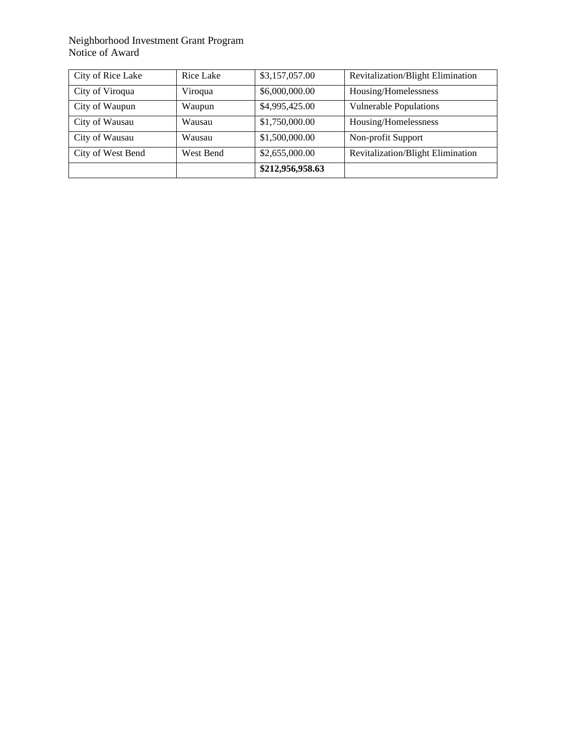Neighborhood Investment Grant Program
Notice of Award

| | | | |
|---|---|---|---|
| City of Rice Lake | Rice Lake | $3,157,057.00 | Revitalization/Blight Elimination |
| City of Viroqua | Viroqua | $6,000,000.00 | Housing/Homelessness |
| City of Waupun | Waupun | $4,995,425.00 | Vulnerable Populations |
| City of Wausau | Wausau | $1,750,000.00 | Housing/Homelessness |
| City of Wausau | Wausau | $1,500,000.00 | Non-profit Support |
| City of West Bend | West Bend | $2,655,000.00 | Revitalization/Blight Elimination |
| | | **$212,956,958.63** | |